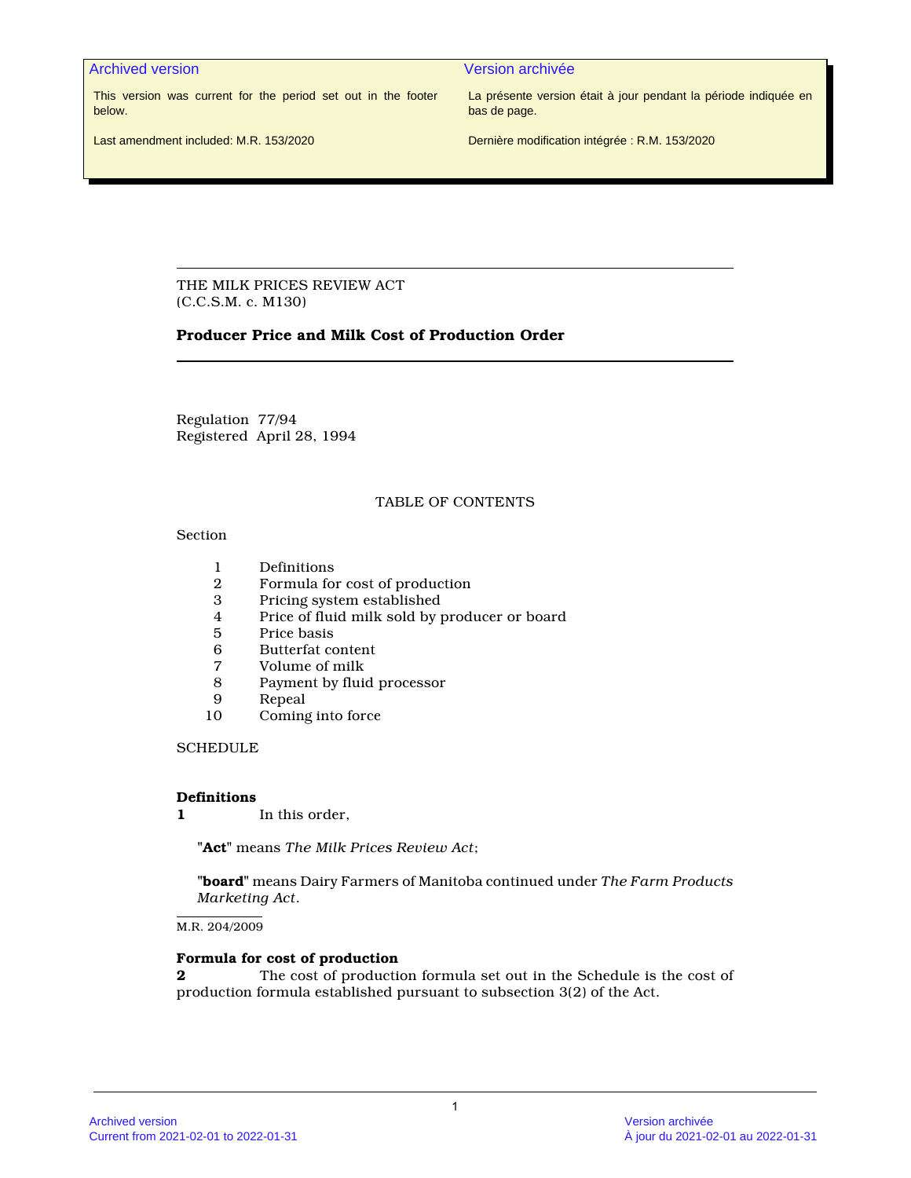| Archived version | Version archivée |
| --- | --- |
| This version was current for the period set out in the footer below. | La présente version était à jour pendant la période indiquée en bas de page. |
| Last amendment included: M.R. 153/2020 | Dernière modification intégrée : R.M. 153/2020 |

THE MILK PRICES REVIEW ACT
(C.C.S.M. c. M130)

# Producer Price and Milk Cost of Production Order

Regulation 77/94
Registered April 28, 1994

TABLE OF CONTENTS

Section

| | |
| --- | --- |
| 1 | Definitions |
| 2 | Formula for cost of production |
| 3 | Pricing system established |
| 4 | Price of fluid milk sold by producer or board |
| 5 | Price basis |
| 6 | Butterfat content |
| 7 | Volume of milk |
| 8 | Payment by fluid processor |
| 9 | Repeal |
| 10 | Coming into force |

SCHEDULE

**Definitions**
**1** In this order,

"**Act**" means *The Milk Prices Review Act*;

"**board**" means Dairy Farmers of Manitoba continued under *The Farm Products Marketing Act*.

M.R. 204/2009

**Formula for cost of production**
**2** The cost of production formula set out in the Schedule is the cost of production formula established pursuant to subsection 3(2) of the Act.

Archived version
Current from 2021-02-01 to 2022-01-31

Version archivée
À jour du 2021-02-01 au 2022-01-31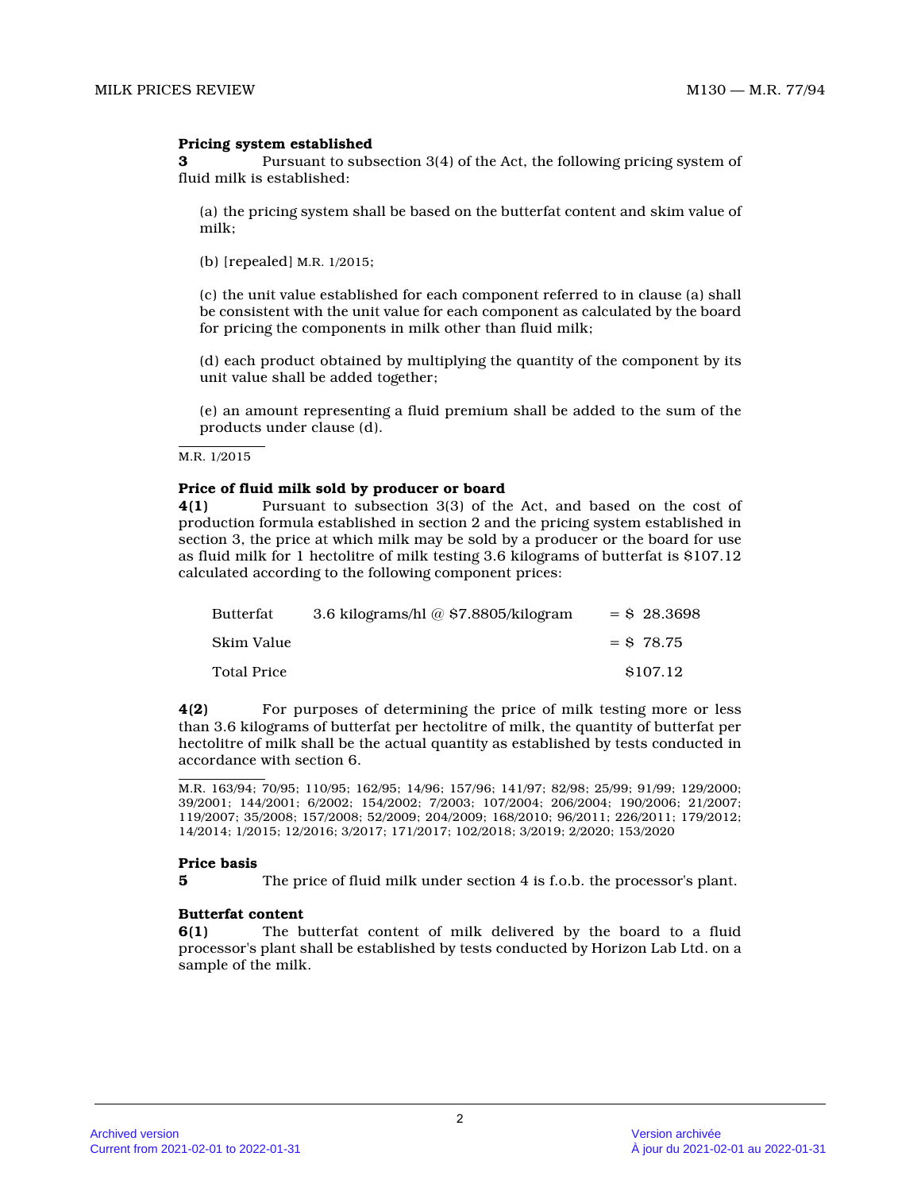**Pricing system established**

**3** Pursuant to subsection 3(4) of the Act, the following pricing system of fluid milk is established:

(a) the pricing system shall be based on the butterfat content and skim value of milk;

(b) [repealed] M.R. 1/2015;

(c) the unit value established for each component referred to in clause (a) shall be consistent with the unit value for each component as calculated by the board for pricing the components in milk other than fluid milk;

(d) each product obtained by multiplying the quantity of the component by its unit value shall be added together;

(e) an amount representing a fluid premium shall be added to the sum of the products under clause (d).

M.R. 1/2015

**Price of fluid milk sold by producer or board**

**4(1)** Pursuant to subsection 3(3) of the Act, and based on the cost of production formula established in section 2 and the pricing system established in section 3, the price at which milk may be sold by a producer or the board for use as fluid milk for 1 hectolitre of milk testing 3.6 kilograms of butterfat is $107.12 calculated according to the following component prices:

| | | |
|---|---|---|
| Butterfat | 3.6 kilograms/hl @ $7.8805/kilogram | = $ 28.3698 |
| Skim Value | | = $ 78.75 |
| Total Price | | $107.12 |

**4(2)** For purposes of determining the price of milk testing more or less than 3.6 kilograms of butterfat per hectolitre of milk, the quantity of butterfat per hectolitre of milk shall be the actual quantity as established by tests conducted in accordance with section 6.

M.R. 163/94; 70/95; 110/95; 162/95; 14/96; 157/96; 141/97; 82/98; 25/99; 91/99; 129/2000; 39/2001; 144/2001; 6/2002; 154/2002; 7/2003; 107/2004; 206/2004; 190/2006; 21/2007; 119/2007; 35/2008; 157/2008; 52/2009; 204/2009; 168/2010; 96/2011; 226/2011; 179/2012; 14/2014; 1/2015; 12/2016; 3/2017; 171/2017; 102/2018; 3/2019; 2/2020; 153/2020

**Price basis**

**5** The price of fluid milk under section 4 is f.o.b. the processor's plant.

**Butterfat content**

**6(1)** The butterfat content of milk delivered by the board to a fluid processor's plant shall be established by tests conducted by Horizon Lab Ltd. on a sample of the milk.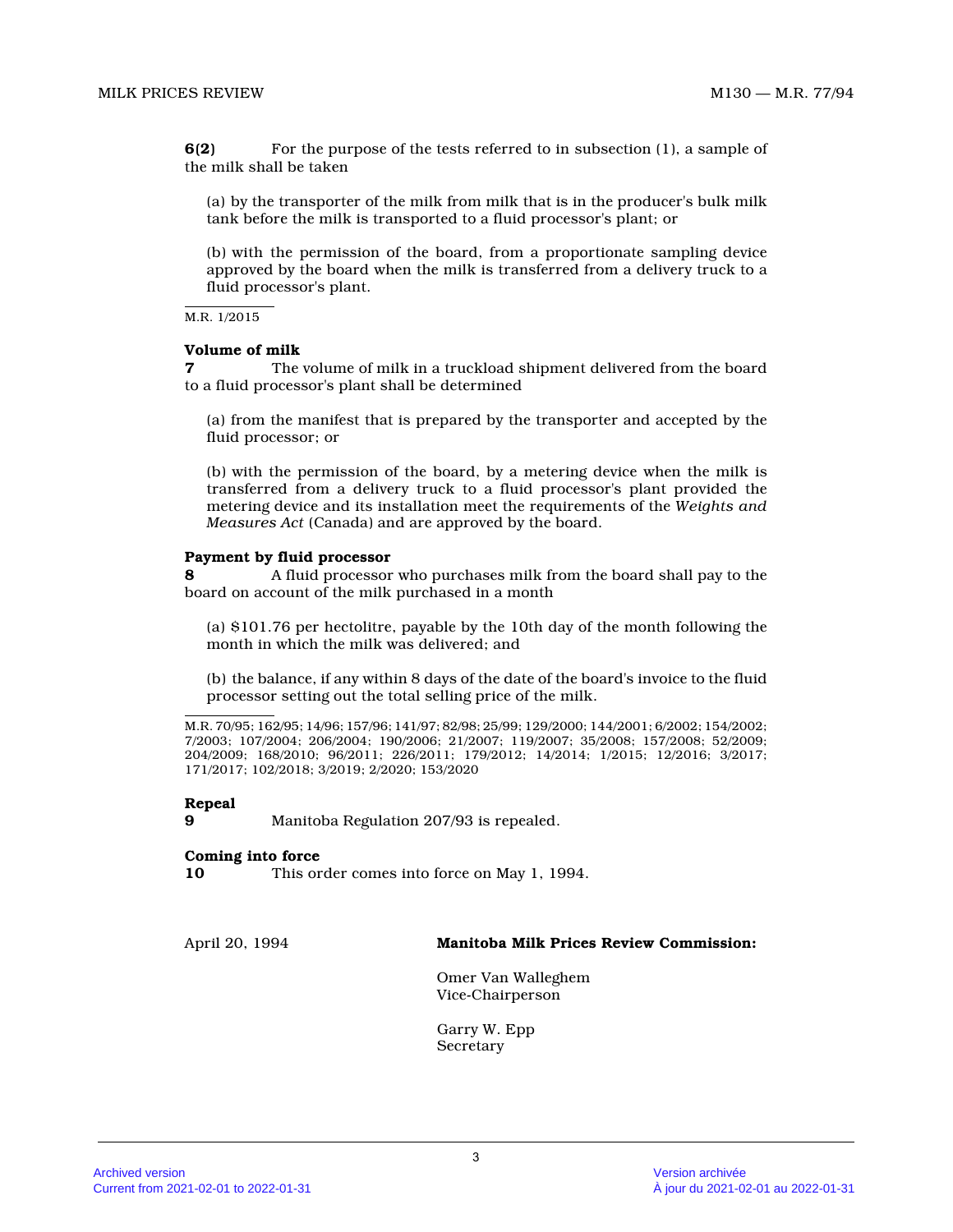**6(2)** For the purpose of the tests referred to in subsection (1), a sample of the milk shall be taken

(a) by the transporter of the milk from milk that is in the producer's bulk milk tank before the milk is transported to a fluid processor's plant; or

(b) with the permission of the board, from a proportionate sampling device approved by the board when the milk is transferred from a delivery truck to a fluid processor's plant.

M.R. 1/2015

**Volume of milk**

**7** The volume of milk in a truckload shipment delivered from the board to a fluid processor's plant shall be determined

(a) from the manifest that is prepared by the transporter and accepted by the fluid processor; or

(b) with the permission of the board, by a metering device when the milk is transferred from a delivery truck to a fluid processor's plant provided the metering device and its installation meet the requirements of the *Weights and Measures Act* (Canada) and are approved by the board.

**Payment by fluid processor**

**8** A fluid processor who purchases milk from the board shall pay to the board on account of the milk purchased in a month

(a) $101.76 per hectolitre, payable by the 10th day of the month following the month in which the milk was delivered; and

(b) the balance, if any within 8 days of the date of the board's invoice to the fluid processor setting out the total selling price of the milk.

M.R. 70/95; 162/95; 14/96; 157/96; 141/97; 82/98; 25/99; 129/2000; 144/2001; 6/2002; 154/2002; 7/2003; 107/2004; 206/2004; 190/2006; 21/2007; 119/2007; 35/2008; 157/2008; 52/2009; 204/2009; 168/2010; 96/2011; 226/2011; 179/2012; 14/2014; 1/2015; 12/2016; 3/2017; 171/2017; 102/2018; 3/2019; 2/2020; 153/2020

**Repeal**

**9** Manitoba Regulation 207/93 is repealed.

**Coming into force**

**10** This order comes into force on May 1, 1994.

April 20, 1994

**Manitoba Milk Prices Review Commission:**

Omer Van Walleghem
Vice-Chairperson

Garry W. Epp
Secretary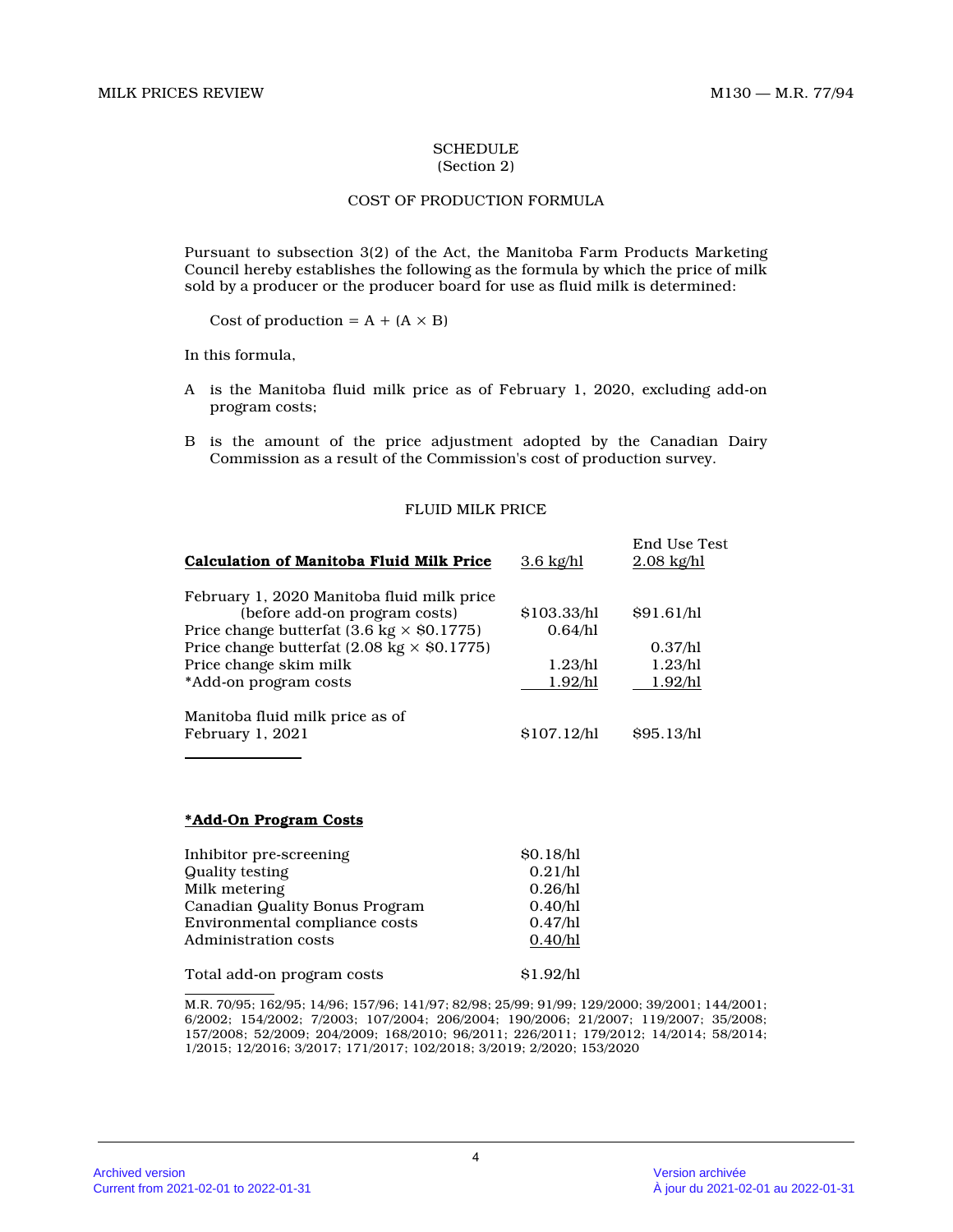SCHEDULE
(Section 2)

## COST OF PRODUCTION FORMULA

Pursuant to subsection 3(2) of the Act, the Manitoba Farm Products Marketing Council hereby establishes the following as the formula by which the price of milk sold by a producer or the producer board for use as fluid milk is determined:

Cost of production = $A + (A \times B)$

In this formula,

A is the Manitoba fluid milk price as of February 1, 2020, excluding add-on program costs;

B is the amount of the price adjustment adopted by the Canadian Dairy Commission as a result of the Commission's cost of production survey.

### FLUID MILK PRICE

| **Calculation of Manitoba Fluid Milk Price** | 3.6 kg/hl | End Use Test 2.08 kg/hl |
|---|---|---|
| February 1, 2020 Manitoba fluid milk price (before add-on program costs) | \$103.33/hl | \$91.61/hl |
| Price change butterfat (3.6 kg × \$0.1775) | 0.64/hl | |
| Price change butterfat (2.08 kg × \$0.1775) | | 0.37/hl |
| Price change skim milk | 1.23/hl | 1.23/hl |
| *Add-on program costs | 1.92/hl | 1.92/hl |
| Manitoba fluid milk price as of February 1, 2021 | \$107.12/hl | \$95.13/hl |

**\*Add-On Program Costs**

| | |
|---|---|
| Inhibitor pre-screening | \$0.18/hl |
| Quality testing | 0.21/hl |
| Milk metering | 0.26/hl |
| Canadian Quality Bonus Program | 0.40/hl |
| Environmental compliance costs | 0.47/hl |
| Administration costs | 0.40/hl |
| Total add-on program costs | \$1.92/hl |

M.R. 70/95; 162/95; 14/96; 157/96; 141/97; 82/98; 25/99; 91/99; 129/2000; 39/2001; 144/2001; 6/2002; 154/2002; 7/2003; 107/2004; 206/2004; 190/2006; 21/2007; 119/2007; 35/2008; 157/2008; 52/2009; 204/2009; 168/2010; 96/2011; 226/2011; 179/2012; 14/2014; 58/2014; 1/2015; 12/2016; 3/2017; 171/2017; 102/2018; 3/2019; 2/2020; 153/2020